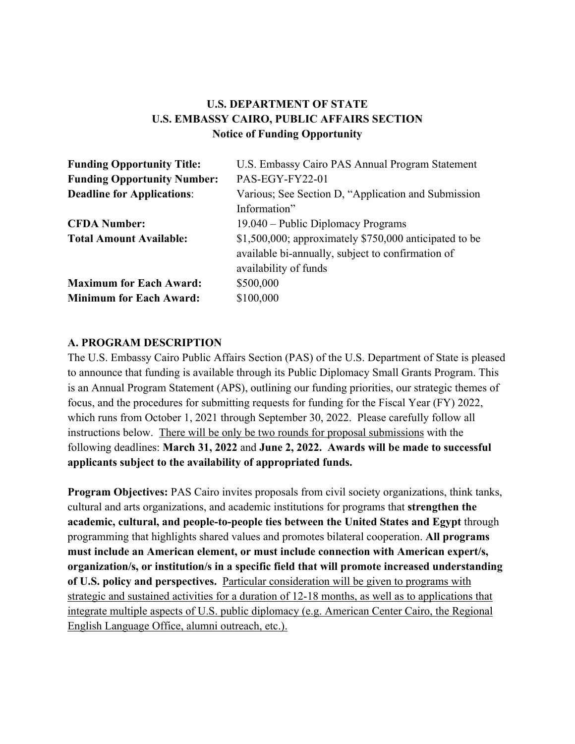**U.S. DEPARTMENT OF STATE**
**U.S. EMBASSY CAIRO, PUBLIC AFFAIRS SECTION**
**Notice of Funding Opportunity**

| | |
|---|---|
| **Funding Opportunity Title:** | U.S. Embassy Cairo PAS Annual Program Statement |
| **Funding Opportunity Number:** | PAS-EGY-FY22-01 |
| **Deadline for Applications**: | Various; See Section D, "Application and Submission Information" |
| **CFDA Number:** | 19.040 – Public Diplomacy Programs |
| **Total Amount Available:** | $1,500,000; approximately $750,000 anticipated to be available bi-annually, subject to confirmation of availability of funds |
| **Maximum for Each Award:** | $500,000 |
| **Minimum for Each Award:** | $100,000 |

## A. PROGRAM DESCRIPTION

The U.S. Embassy Cairo Public Affairs Section (PAS) of the U.S. Department of State is pleased to announce that funding is available through its Public Diplomacy Small Grants Program. This is an Annual Program Statement (APS), outlining our funding priorities, our strategic themes of focus, and the procedures for submitting requests for funding for the Fiscal Year (FY) 2022, which runs from October 1, 2021 through September 30, 2022. Please carefully follow all instructions below. There will be only be two rounds for proposal submissions with the following deadlines: **March 31, 2022** and **June 2, 2022. Awards will be made to successful applicants subject to the availability of appropriated funds.**

**Program Objectives:** PAS Cairo invites proposals from civil society organizations, think tanks, cultural and arts organizations, and academic institutions for programs that **strengthen the academic, cultural, and people-to-people ties between the United States and Egypt** through programming that highlights shared values and promotes bilateral cooperation. **All programs must include an American element, or must include connection with American expert/s, organization/s, or institution/s in a specific field that will promote increased understanding of U.S. policy and perspectives.** Particular consideration will be given to programs with strategic and sustained activities for a duration of 12-18 months, as well as to applications that integrate multiple aspects of U.S. public diplomacy (e.g. American Center Cairo, the Regional English Language Office, alumni outreach, etc.).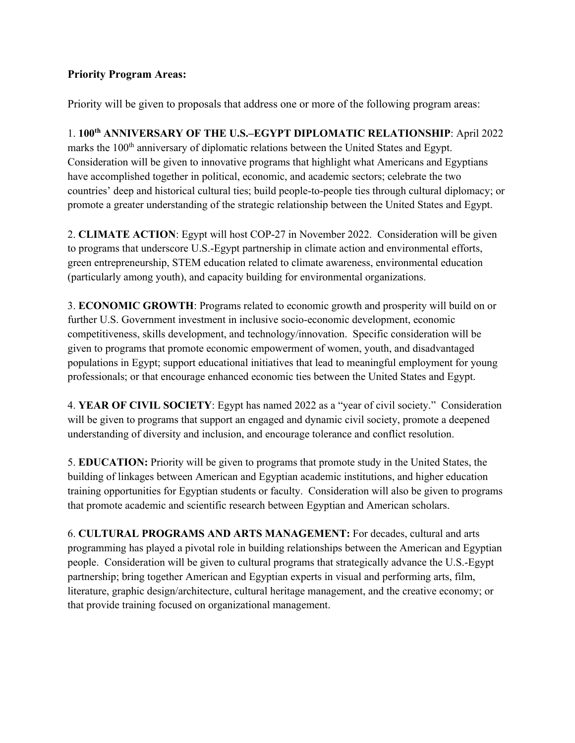**Priority Program Areas:**

Priority will be given to proposals that address one or more of the following program areas:

1. **100th ANNIVERSARY OF THE U.S.–EGYPT DIPLOMATIC RELATIONSHIP**: April 2022 marks the 100th anniversary of diplomatic relations between the United States and Egypt. Consideration will be given to innovative programs that highlight what Americans and Egyptians have accomplished together in political, economic, and academic sectors; celebrate the two countries' deep and historical cultural ties; build people-to-people ties through cultural diplomacy; or promote a greater understanding of the strategic relationship between the United States and Egypt.

2. **CLIMATE ACTION**: Egypt will host COP-27 in November 2022. Consideration will be given to programs that underscore U.S.-Egypt partnership in climate action and environmental efforts, green entrepreneurship, STEM education related to climate awareness, environmental education (particularly among youth), and capacity building for environmental organizations.

3. **ECONOMIC GROWTH**: Programs related to economic growth and prosperity will build on or further U.S. Government investment in inclusive socio-economic development, economic competitiveness, skills development, and technology/innovation. Specific consideration will be given to programs that promote economic empowerment of women, youth, and disadvantaged populations in Egypt; support educational initiatives that lead to meaningful employment for young professionals; or that encourage enhanced economic ties between the United States and Egypt.

4. **YEAR OF CIVIL SOCIETY**: Egypt has named 2022 as a "year of civil society." Consideration will be given to programs that support an engaged and dynamic civil society, promote a deepened understanding of diversity and inclusion, and encourage tolerance and conflict resolution.

5. **EDUCATION:** Priority will be given to programs that promote study in the United States, the building of linkages between American and Egyptian academic institutions, and higher education training opportunities for Egyptian students or faculty. Consideration will also be given to programs that promote academic and scientific research between Egyptian and American scholars.

6. **CULTURAL PROGRAMS AND ARTS MANAGEMENT:** For decades, cultural and arts programming has played a pivotal role in building relationships between the American and Egyptian people. Consideration will be given to cultural programs that strategically advance the U.S.-Egypt partnership; bring together American and Egyptian experts in visual and performing arts, film, literature, graphic design/architecture, cultural heritage management, and the creative economy; or that provide training focused on organizational management.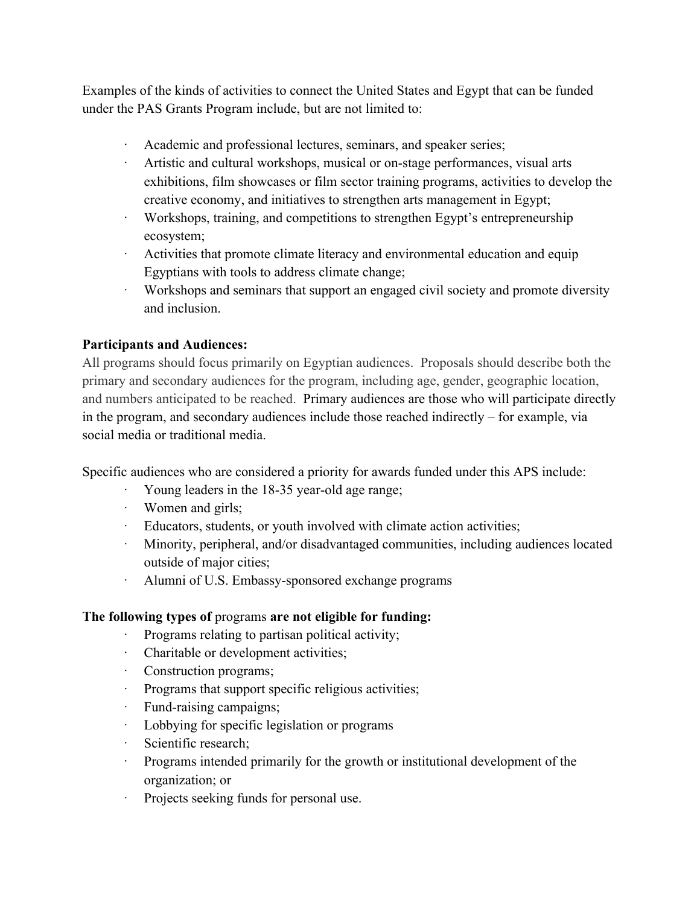Examples of the kinds of activities to connect the United States and Egypt that can be funded under the PAS Grants Program include, but are not limited to:

- Academic and professional lectures, seminars, and speaker series;
- Artistic and cultural workshops, musical or on-stage performances, visual arts exhibitions, film showcases or film sector training programs, activities to develop the creative economy, and initiatives to strengthen arts management in Egypt;
- Workshops, training, and competitions to strengthen Egypt's entrepreneurship ecosystem;
- Activities that promote climate literacy and environmental education and equip Egyptians with tools to address climate change;
- Workshops and seminars that support an engaged civil society and promote diversity and inclusion.

**Participants and Audiences:**

All programs should focus primarily on Egyptian audiences. Proposals should describe both the primary and secondary audiences for the program, including age, gender, geographic location, and numbers anticipated to be reached. Primary audiences are those who will participate directly in the program, and secondary audiences include those reached indirectly – for example, via social media or traditional media.

Specific audiences who are considered a priority for awards funded under this APS include:

- Young leaders in the 18-35 year-old age range;
- Women and girls;
- Educators, students, or youth involved with climate action activities;
- Minority, peripheral, and/or disadvantaged communities, including audiences located outside of major cities;
- Alumni of U.S. Embassy-sponsored exchange programs

**The following types of** programs **are not eligible for funding:**

- Programs relating to partisan political activity;
- Charitable or development activities;
- Construction programs;
- Programs that support specific religious activities;
- Fund-raising campaigns;
- Lobbying for specific legislation or programs
- Scientific research;
- Programs intended primarily for the growth or institutional development of the organization; or
- Projects seeking funds for personal use.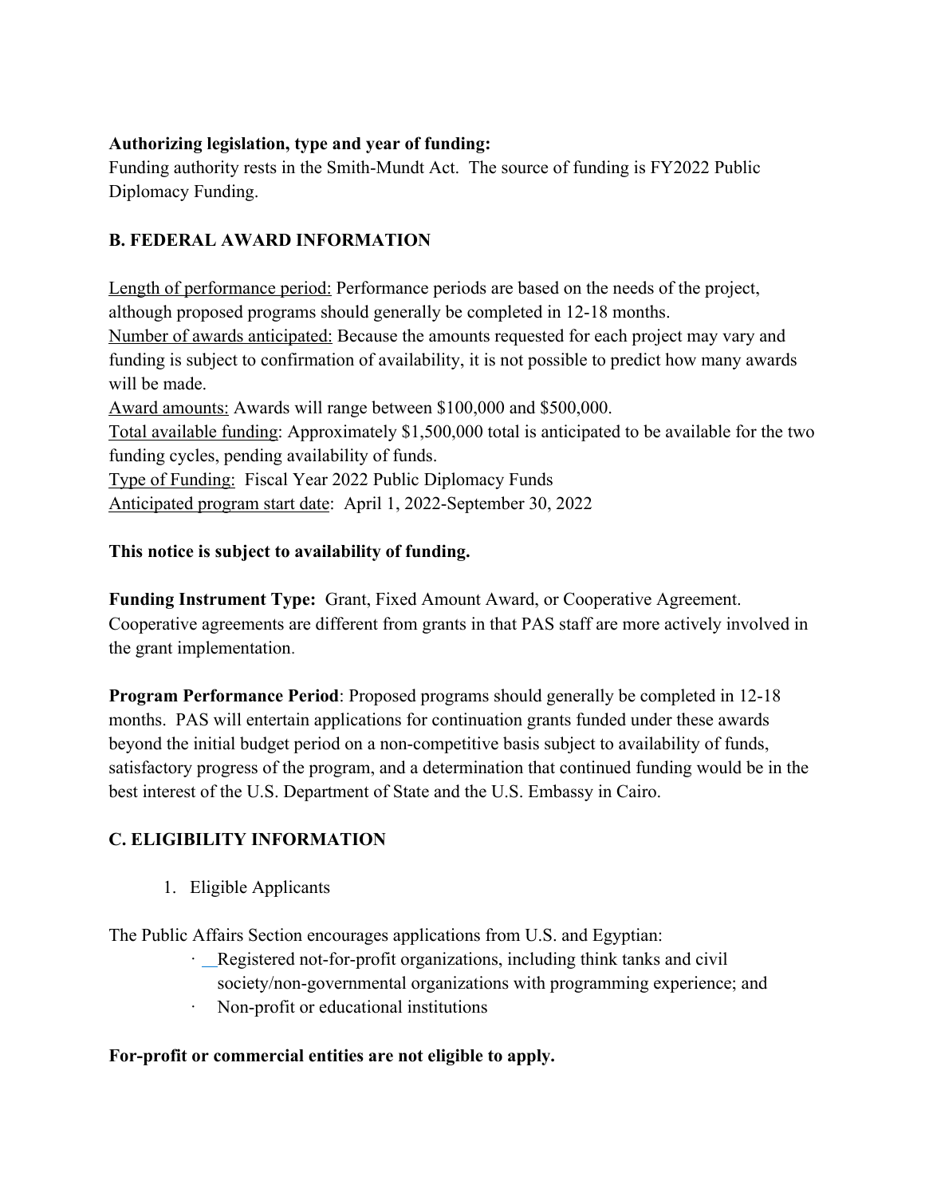**Authorizing legislation, type and year of funding:**
Funding authority rests in the Smith-Mundt Act. The source of funding is FY2022 Public Diplomacy Funding.

## B. FEDERAL AWARD INFORMATION

Length of performance period: Performance periods are based on the needs of the project, although proposed programs should generally be completed in 12-18 months.
Number of awards anticipated: Because the amounts requested for each project may vary and funding is subject to confirmation of availability, it is not possible to predict how many awards will be made.
Award amounts: Awards will range between $100,000 and $500,000.
Total available funding: Approximately $1,500,000 total is anticipated to be available for the two funding cycles, pending availability of funds.
Type of Funding: Fiscal Year 2022 Public Diplomacy Funds
Anticipated program start date: April 1, 2022-September 30, 2022

**This notice is subject to availability of funding.**

**Funding Instrument Type:** Grant, Fixed Amount Award, or Cooperative Agreement. Cooperative agreements are different from grants in that PAS staff are more actively involved in the grant implementation.

**Program Performance Period**: Proposed programs should generally be completed in 12-18 months. PAS will entertain applications for continuation grants funded under these awards beyond the initial budget period on a non-competitive basis subject to availability of funds, satisfactory progress of the program, and a determination that continued funding would be in the best interest of the U.S. Department of State and the U.S. Embassy in Cairo.

## C. ELIGIBILITY INFORMATION

1. Eligible Applicants

The Public Affairs Section encourages applications from U.S. and Egyptian:

- Registered not-for-profit organizations, including think tanks and civil society/non-governmental organizations with programming experience; and
- Non-profit or educational institutions

**For-profit or commercial entities are not eligible to apply.**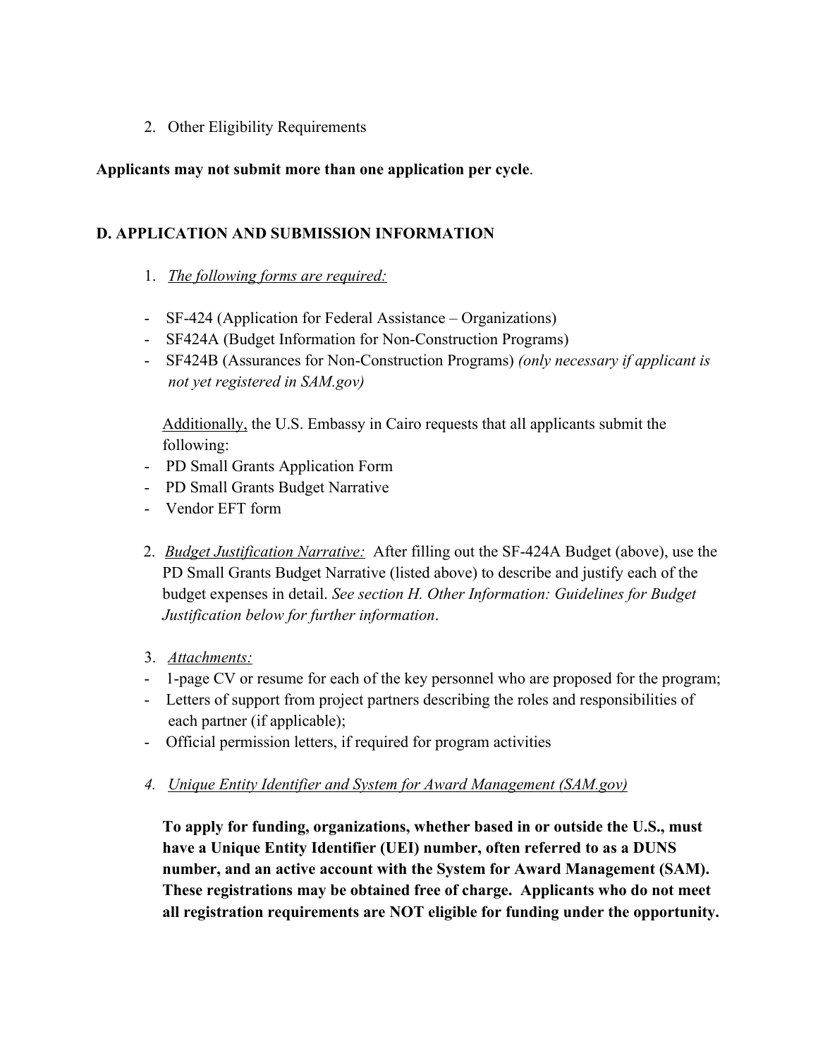2. Other Eligibility Requirements

**Applicants may not submit more than one application per cycle**.

## D. APPLICATION AND SUBMISSION INFORMATION

1. *The following forms are required:*

- SF-424 (Application for Federal Assistance – Organizations)
- SF424A (Budget Information for Non-Construction Programs)
- SF424B (Assurances for Non-Construction Programs) *(only necessary if applicant is not yet registered in SAM.gov)*

Additionally, the U.S. Embassy in Cairo requests that all applicants submit the following:

- PD Small Grants Application Form
- PD Small Grants Budget Narrative
- Vendor EFT form

2. *Budget Justification Narrative:* After filling out the SF-424A Budget (above), use the PD Small Grants Budget Narrative (listed above) to describe and justify each of the budget expenses in detail. *See section H. Other Information: Guidelines for Budget Justification below for further information*.

3. *Attachments:*

- 1-page CV or resume for each of the key personnel who are proposed for the program;
- Letters of support from project partners describing the roles and responsibilities of each partner (if applicable);
- Official permission letters, if required for program activities

4. *Unique Entity Identifier and System for Award Management (SAM.gov)*

**To apply for funding, organizations, whether based in or outside the U.S., must have a Unique Entity Identifier (UEI) number, often referred to as a DUNS number, and an active account with the System for Award Management (SAM). These registrations may be obtained free of charge. Applicants who do not meet all registration requirements are NOT eligible for funding under the opportunity.**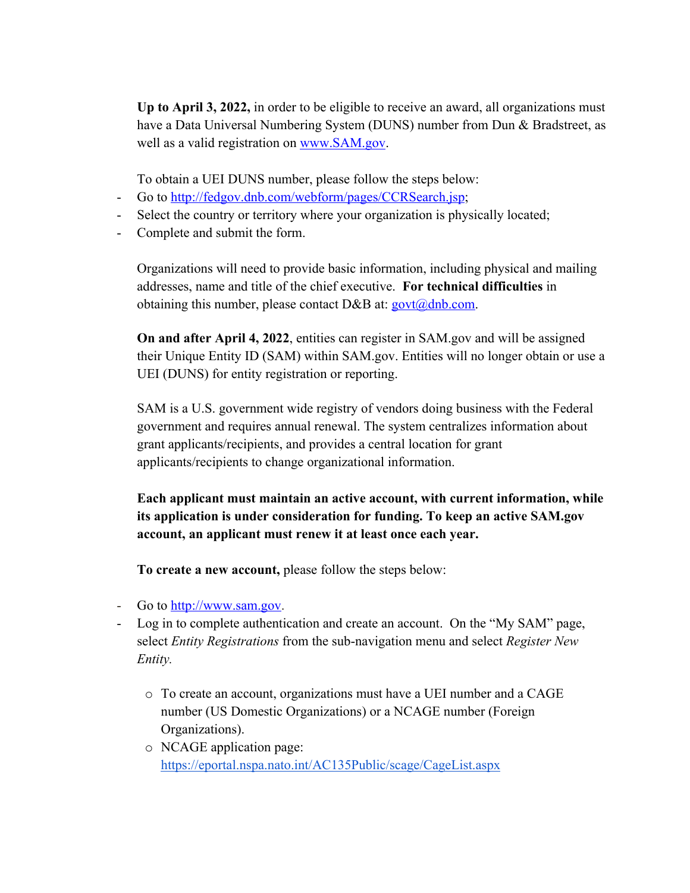**Up to April 3, 2022,** in order to be eligible to receive an award, all organizations must have a Data Universal Numbering System (DUNS) number from Dun & Bradstreet, as well as a valid registration on [www.SAM.gov](www.SAM.gov).

To obtain a UEI DUNS number, please follow the steps below:

- Go to [http://fedgov.dnb.com/webform/pages/CCRSearch.jsp](http://fedgov.dnb.com/webform/pages/CCRSearch.jsp);
- Select the country or territory where your organization is physically located;
- Complete and submit the form.

Organizations will need to provide basic information, including physical and mailing addresses, name and title of the chief executive. **For technical difficulties** in obtaining this number, please contact D&B at: [govt@dnb.com](mailto:govt@dnb.com).

**On and after April 4, 2022**, entities can register in SAM.gov and will be assigned their Unique Entity ID (SAM) within SAM.gov. Entities will no longer obtain or use a UEI (DUNS) for entity registration or reporting.

SAM is a U.S. government wide registry of vendors doing business with the Federal government and requires annual renewal. The system centralizes information about grant applicants/recipients, and provides a central location for grant applicants/recipients to change organizational information.

**Each applicant must maintain an active account, with current information, while its application is under consideration for funding. To keep an active SAM.gov account, an applicant must renew it at least once each year.**

**To create a new account,** please follow the steps below:

- Go to [http://www.sam.gov](http://www.sam.gov).
- Log in to complete authentication and create an account. On the "My SAM" page, select *Entity Registrations* from the sub-navigation menu and select *Register New Entity.*
    - To create an account, organizations must have a UEI number and a CAGE number (US Domestic Organizations) or a NCAGE number (Foreign Organizations).
    - NCAGE application page: [https://eportal.nspa.nato.int/AC135Public/scage/CageList.aspx](https://eportal.nspa.nato.int/AC135Public/scage/CageList.aspx)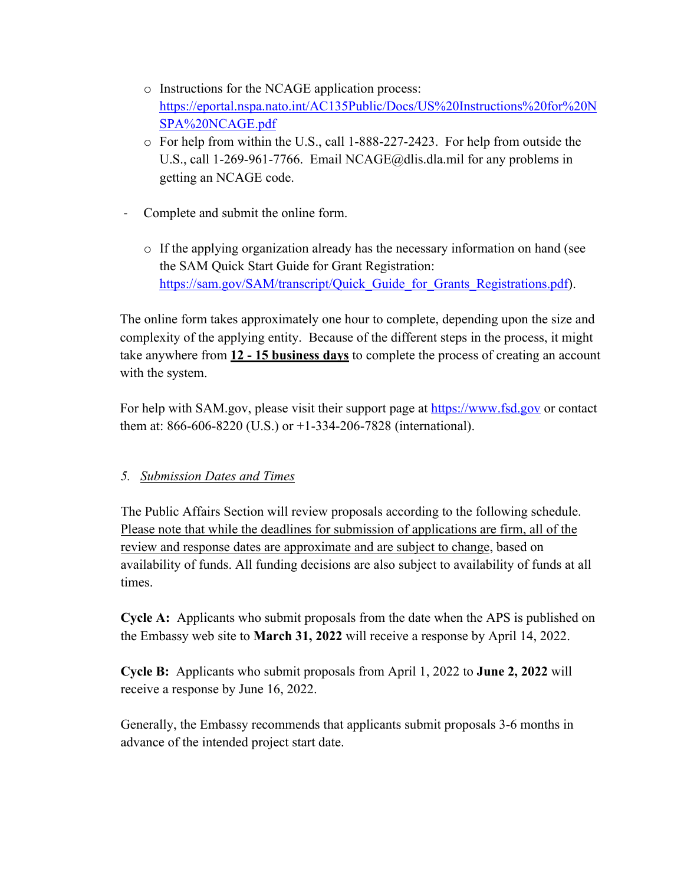- Instructions for the NCAGE application process: [https://eportal.nspa.nato.int/AC135Public/Docs/US%20Instructions%20for%20NSPA%20NCAGE.pdf](https://eportal.nspa.nato.int/AC135Public/Docs/US%20Instructions%20for%20NSPA%20NCAGE.pdf)
  - For help from within the U.S., call 1-888-227-2423. For help from outside the U.S., call 1-269-961-7766. Email NCAGE@dlis.dla.mil for any problems in getting an NCAGE code.

- Complete and submit the online form.

  - If the applying organization already has the necessary information on hand (see the SAM Quick Start Guide for Grant Registration: [https://sam.gov/SAM/transcript/Quick_Guide_for_Grants_Registrations.pdf](https://sam.gov/SAM/transcript/Quick_Guide_for_Grants_Registrations.pdf)).

The online form takes approximately one hour to complete, depending upon the size and complexity of the applying entity. Because of the different steps in the process, it might take anywhere from <u>**12 - 15 business days**</u> to complete the process of creating an account with the system.

For help with SAM.gov, please visit their support page at [https://www.fsd.gov](https://www.fsd.gov) or contact them at: 866-606-8220 (U.S.) or +1-334-206-7828 (international).

5. <u>*Submission Dates and Times*</u>

The Public Affairs Section will review proposals according to the following schedule. <u>Please note that while the deadlines for submission of applications are firm, all of the review and response dates are approximate and are subject to change</u>, based on availability of funds. All funding decisions are also subject to availability of funds at all times.

**Cycle A:** Applicants who submit proposals from the date when the APS is published on the Embassy web site to **March 31, 2022** will receive a response by April 14, 2022.

**Cycle B:** Applicants who submit proposals from April 1, 2022 to **June 2, 2022** will receive a response by June 16, 2022.

Generally, the Embassy recommends that applicants submit proposals 3-6 months in advance of the intended project start date.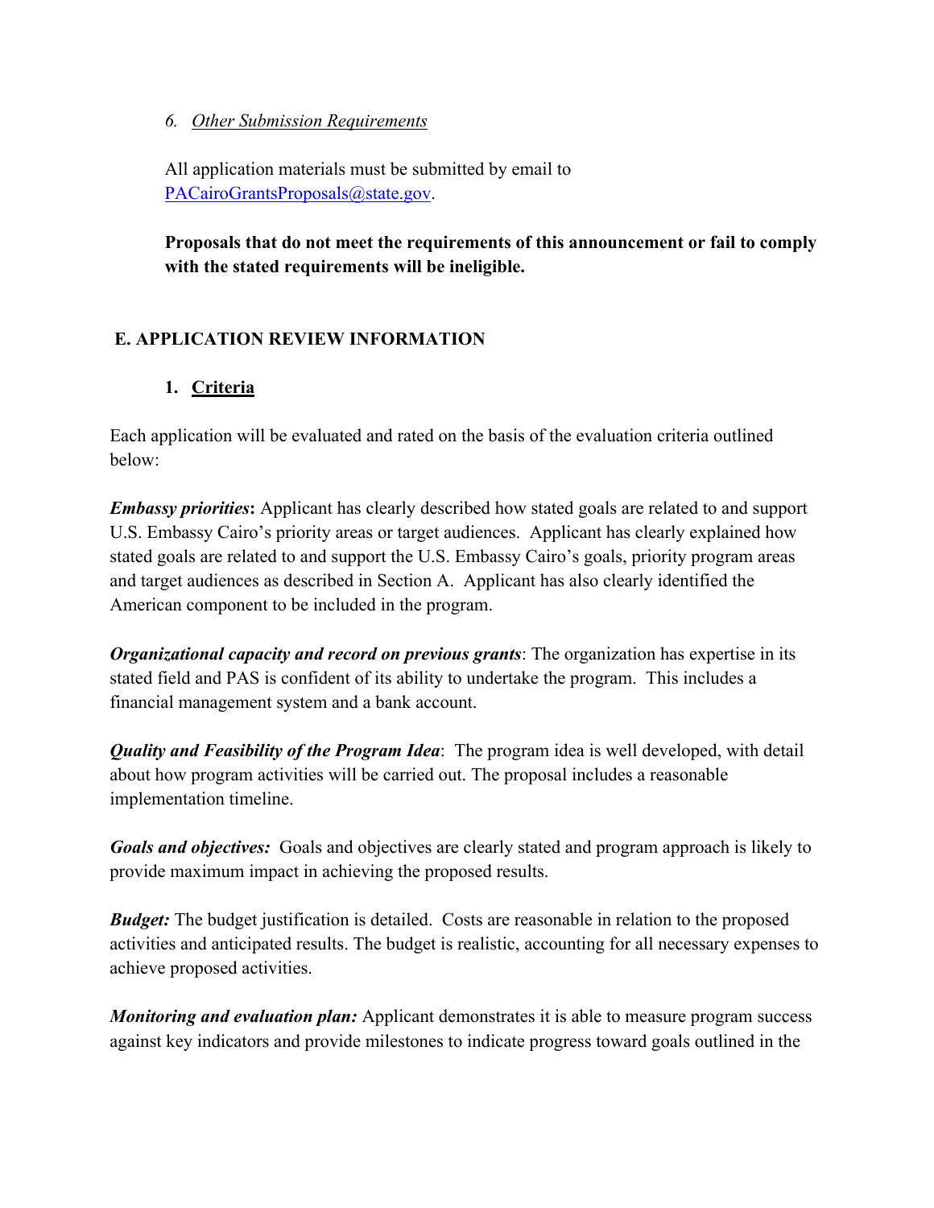6. *Other Submission Requirements*

All application materials must be submitted by email to [PACairoGrantsProposals@state.gov](mailto:PACairoGrantsProposals@state.gov).

**Proposals that do not meet the requirements of this announcement or fail to comply with the stated requirements will be ineligible.**

## E. APPLICATION REVIEW INFORMATION

### 1. Criteria

Each application will be evaluated and rated on the basis of the evaluation criteria outlined below:

***Embassy priorities*:** Applicant has clearly described how stated goals are related to and support U.S. Embassy Cairo's priority areas or target audiences. Applicant has clearly explained how stated goals are related to and support the U.S. Embassy Cairo's goals, priority program areas and target audiences as described in Section A. Applicant has also clearly identified the American component to be included in the program.

***Organizational capacity and record on previous grants***: The organization has expertise in its stated field and PAS is confident of its ability to undertake the program. This includes a financial management system and a bank account.

***Quality and Feasibility of the Program Idea***: The program idea is well developed, with detail about how program activities will be carried out. The proposal includes a reasonable implementation timeline.

***Goals and objectives:*** Goals and objectives are clearly stated and program approach is likely to provide maximum impact in achieving the proposed results.

***Budget:*** The budget justification is detailed. Costs are reasonable in relation to the proposed activities and anticipated results. The budget is realistic, accounting for all necessary expenses to achieve proposed activities.

***Monitoring and evaluation plan:*** Applicant demonstrates it is able to measure program success against key indicators and provide milestones to indicate progress toward goals outlined in the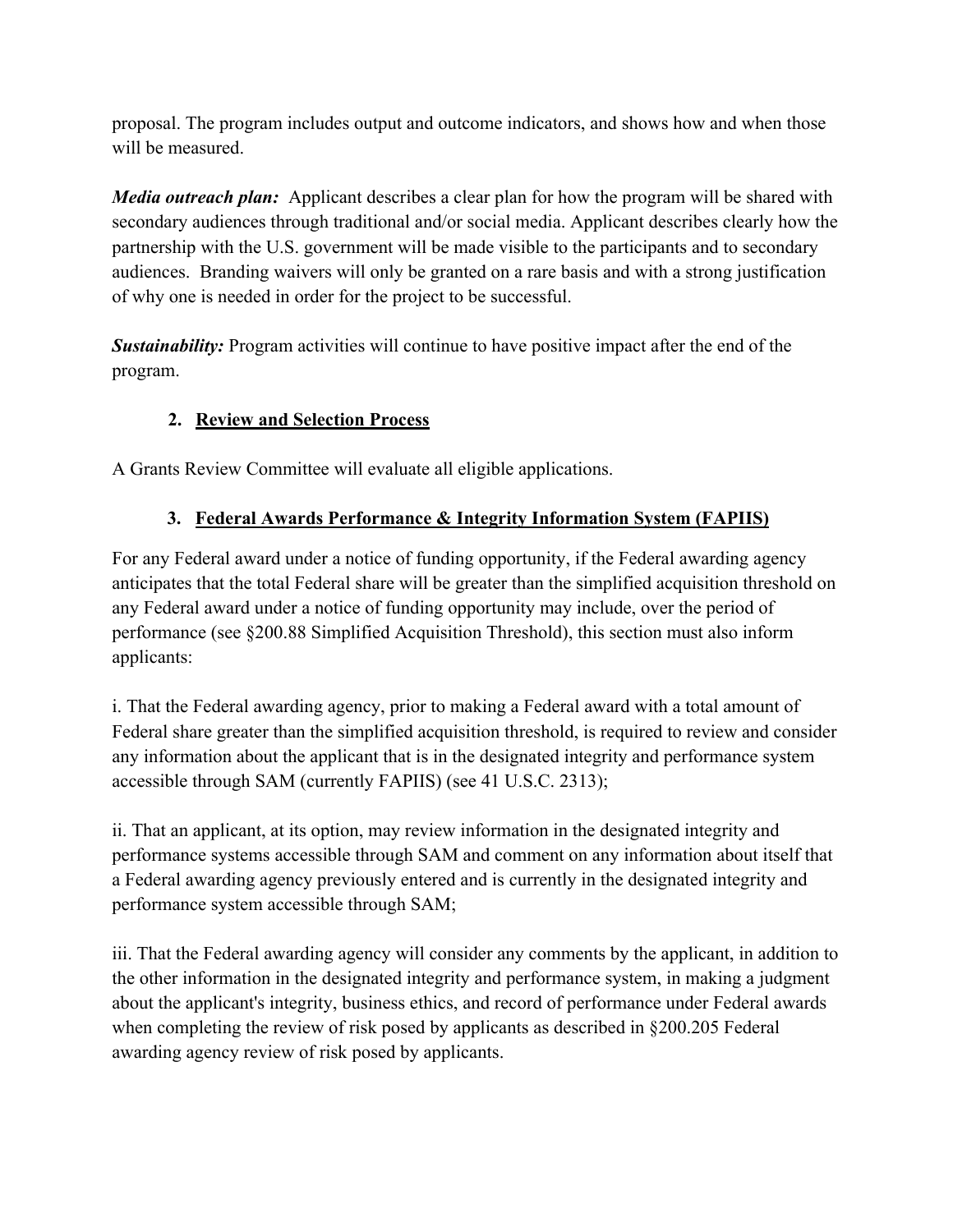proposal. The program includes output and outcome indicators, and shows how and when those will be measured.

***Media outreach plan:*** Applicant describes a clear plan for how the program will be shared with secondary audiences through traditional and/or social media. Applicant describes clearly how the partnership with the U.S. government will be made visible to the participants and to secondary audiences. Branding waivers will only be granted on a rare basis and with a strong justification of why one is needed in order for the project to be successful.

***Sustainability:*** Program activities will continue to have positive impact after the end of the program.

### 2. Review and Selection Process

A Grants Review Committee will evaluate all eligible applications.

### 3. Federal Awards Performance & Integrity Information System (FAPIIS)

For any Federal award under a notice of funding opportunity, if the Federal awarding agency anticipates that the total Federal share will be greater than the simplified acquisition threshold on any Federal award under a notice of funding opportunity may include, over the period of performance (see §200.88 Simplified Acquisition Threshold), this section must also inform applicants:

i. That the Federal awarding agency, prior to making a Federal award with a total amount of Federal share greater than the simplified acquisition threshold, is required to review and consider any information about the applicant that is in the designated integrity and performance system accessible through SAM (currently FAPIIS) (see 41 U.S.C. 2313);

ii. That an applicant, at its option, may review information in the designated integrity and performance systems accessible through SAM and comment on any information about itself that a Federal awarding agency previously entered and is currently in the designated integrity and performance system accessible through SAM;

iii. That the Federal awarding agency will consider any comments by the applicant, in addition to the other information in the designated integrity and performance system, in making a judgment about the applicant's integrity, business ethics, and record of performance under Federal awards when completing the review of risk posed by applicants as described in §200.205 Federal awarding agency review of risk posed by applicants.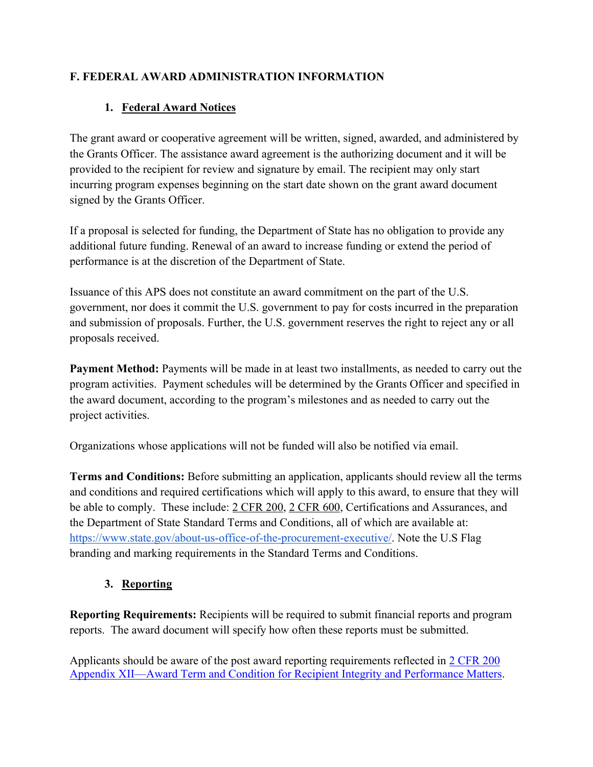## F. FEDERAL AWARD ADMINISTRATION INFORMATION

### 1. Federal Award Notices

The grant award or cooperative agreement will be written, signed, awarded, and administered by the Grants Officer. The assistance award agreement is the authorizing document and it will be provided to the recipient for review and signature by email. The recipient may only start incurring program expenses beginning on the start date shown on the grant award document signed by the Grants Officer.

If a proposal is selected for funding, the Department of State has no obligation to provide any additional future funding. Renewal of an award to increase funding or extend the period of performance is at the discretion of the Department of State.

Issuance of this APS does not constitute an award commitment on the part of the U.S. government, nor does it commit the U.S. government to pay for costs incurred in the preparation and submission of proposals. Further, the U.S. government reserves the right to reject any or all proposals received.

**Payment Method:** Payments will be made in at least two installments, as needed to carry out the program activities. Payment schedules will be determined by the Grants Officer and specified in the award document, according to the program's milestones and as needed to carry out the project activities.

Organizations whose applications will not be funded will also be notified via email.

**Terms and Conditions:** Before submitting an application, applicants should review all the terms and conditions and required certifications which will apply to this award, to ensure that they will be able to comply. These include: 2 CFR 200, 2 CFR 600, Certifications and Assurances, and the Department of State Standard Terms and Conditions, all of which are available at: [https://www.state.gov/about-us-office-of-the-procurement-executive/](https://www.state.gov/about-us-office-of-the-procurement-executive/). Note the U.S Flag branding and marking requirements in the Standard Terms and Conditions.

### 3. Reporting

**Reporting Requirements:** Recipients will be required to submit financial reports and program reports. The award document will specify how often these reports must be submitted.

Applicants should be aware of the post award reporting requirements reflected in 2 CFR 200 Appendix XII—Award Term and Condition for Recipient Integrity and Performance Matters.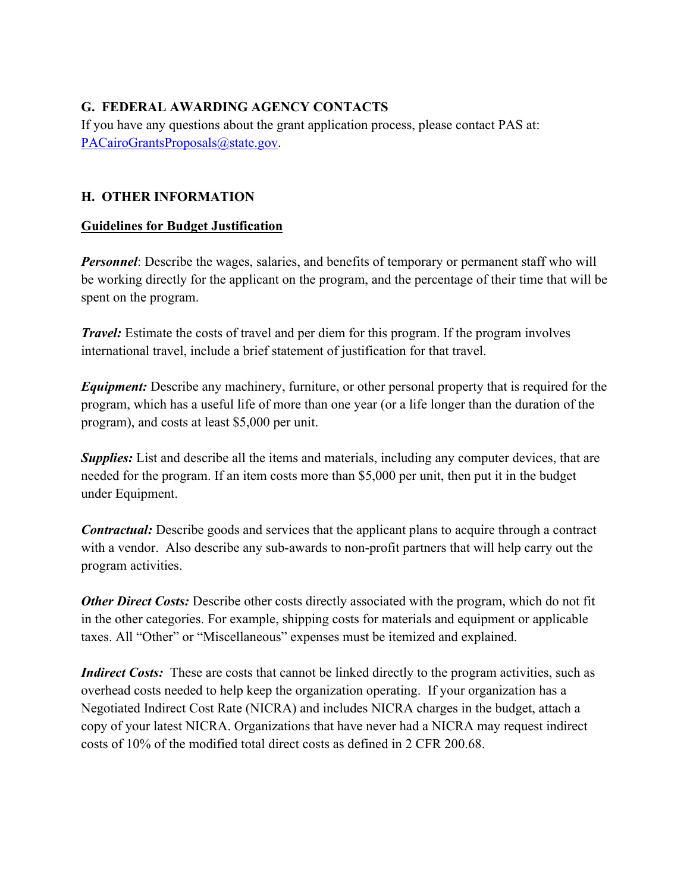## G. FEDERAL AWARDING AGENCY CONTACTS

If you have any questions about the grant application process, please contact PAS at: PACairoGrantsProposals@state.gov.

## H. OTHER INFORMATION

**Guidelines for Budget Justification**

***Personnel***: Describe the wages, salaries, and benefits of temporary or permanent staff who will be working directly for the applicant on the program, and the percentage of their time that will be spent on the program.

***Travel:*** Estimate the costs of travel and per diem for this program. If the program involves international travel, include a brief statement of justification for that travel.

***Equipment:*** Describe any machinery, furniture, or other personal property that is required for the program, which has a useful life of more than one year (or a life longer than the duration of the program), and costs at least $5,000 per unit.

***Supplies:*** List and describe all the items and materials, including any computer devices, that are needed for the program. If an item costs more than $5,000 per unit, then put it in the budget under Equipment.

***Contractual:*** Describe goods and services that the applicant plans to acquire through a contract with a vendor. Also describe any sub-awards to non-profit partners that will help carry out the program activities.

***Other Direct Costs:*** Describe other costs directly associated with the program, which do not fit in the other categories. For example, shipping costs for materials and equipment or applicable taxes. All "Other" or "Miscellaneous" expenses must be itemized and explained.

***Indirect Costs:*** These are costs that cannot be linked directly to the program activities, such as overhead costs needed to help keep the organization operating. If your organization has a Negotiated Indirect Cost Rate (NICRA) and includes NICRA charges in the budget, attach a copy of your latest NICRA. Organizations that have never had a NICRA may request indirect costs of 10% of the modified total direct costs as defined in 2 CFR 200.68.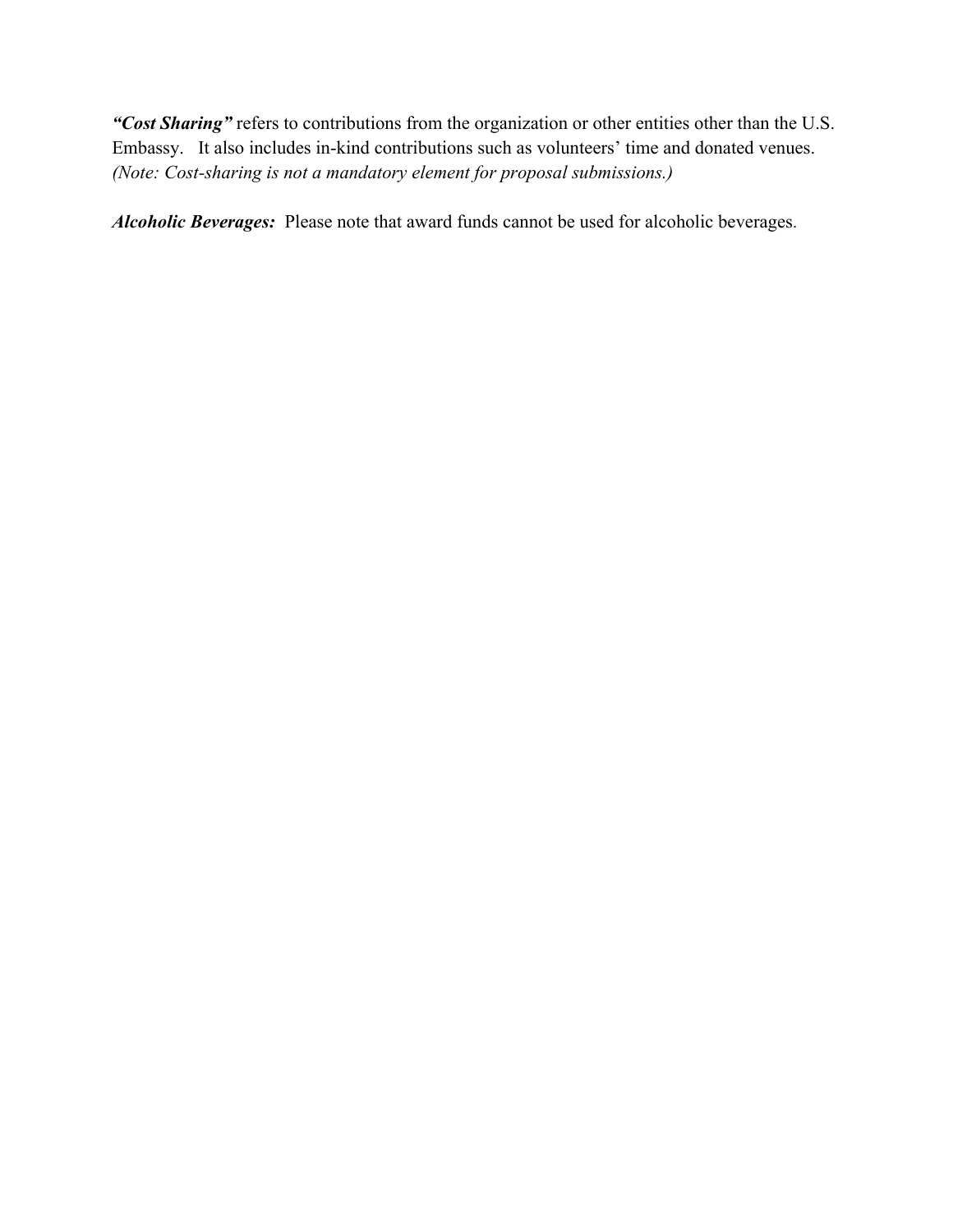***"Cost Sharing"*** refers to contributions from the organization or other entities other than the U.S. Embassy. It also includes in-kind contributions such as volunteers' time and donated venues. *(Note: Cost-sharing is not a mandatory element for proposal submissions.)*

***Alcoholic Beverages:*** Please note that award funds cannot be used for alcoholic beverages.